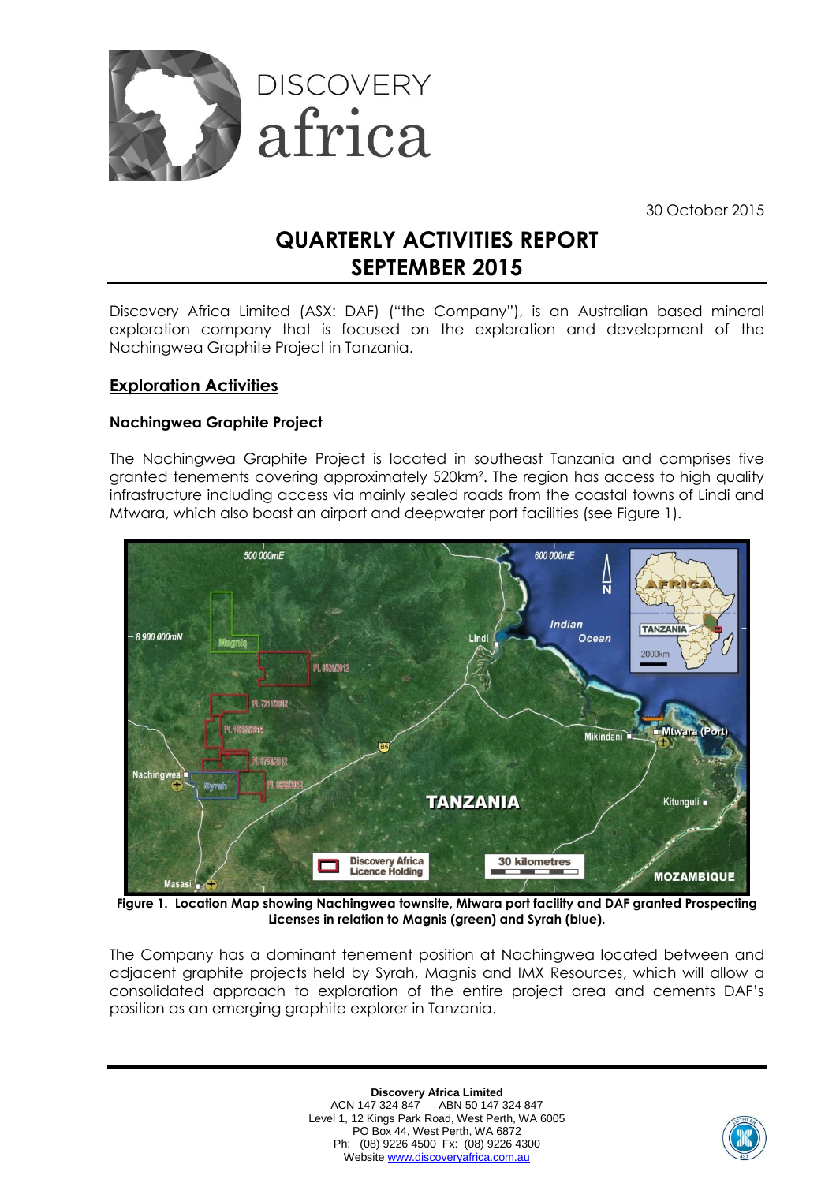30 October 2015

# QUARTERLY ACTIVITIES REPORT SEPTEMBER 2015

Discovery Africa Limited (ASX: DAF) ("the Company"), is an Australian based mineral exploration company that is focused on the exploration and development of the Nachingwea Graphite Project in Tanzania.

## Exploration Activities

### Nachingwea Graphite Project

The Nachingwea Graphite Project is located in southeast Tanzania and comprises five granted tenements covering approximately 520km². The region has access to high quality infrastructure including access via mainly sealed roads from the coastal towns of Lindi and Mtwara, which also boast an airport and deepwater port facilities (see Figure 1).

**Figure 1. Location Map showing Nachingwea townsite, Mtwara port facility and DAF granted Prospecting Licenses in relation to Magnis (green) and Syrah (blue).**

The Company has a dominant tenement position at Nachingwea located between and adjacent graphite projects held by Syrah, Magnis and IMX Resources, which will allow a consolidated approach to exploration of the entire project area and cements DAF's position as an emerging graphite explorer in Tanzania.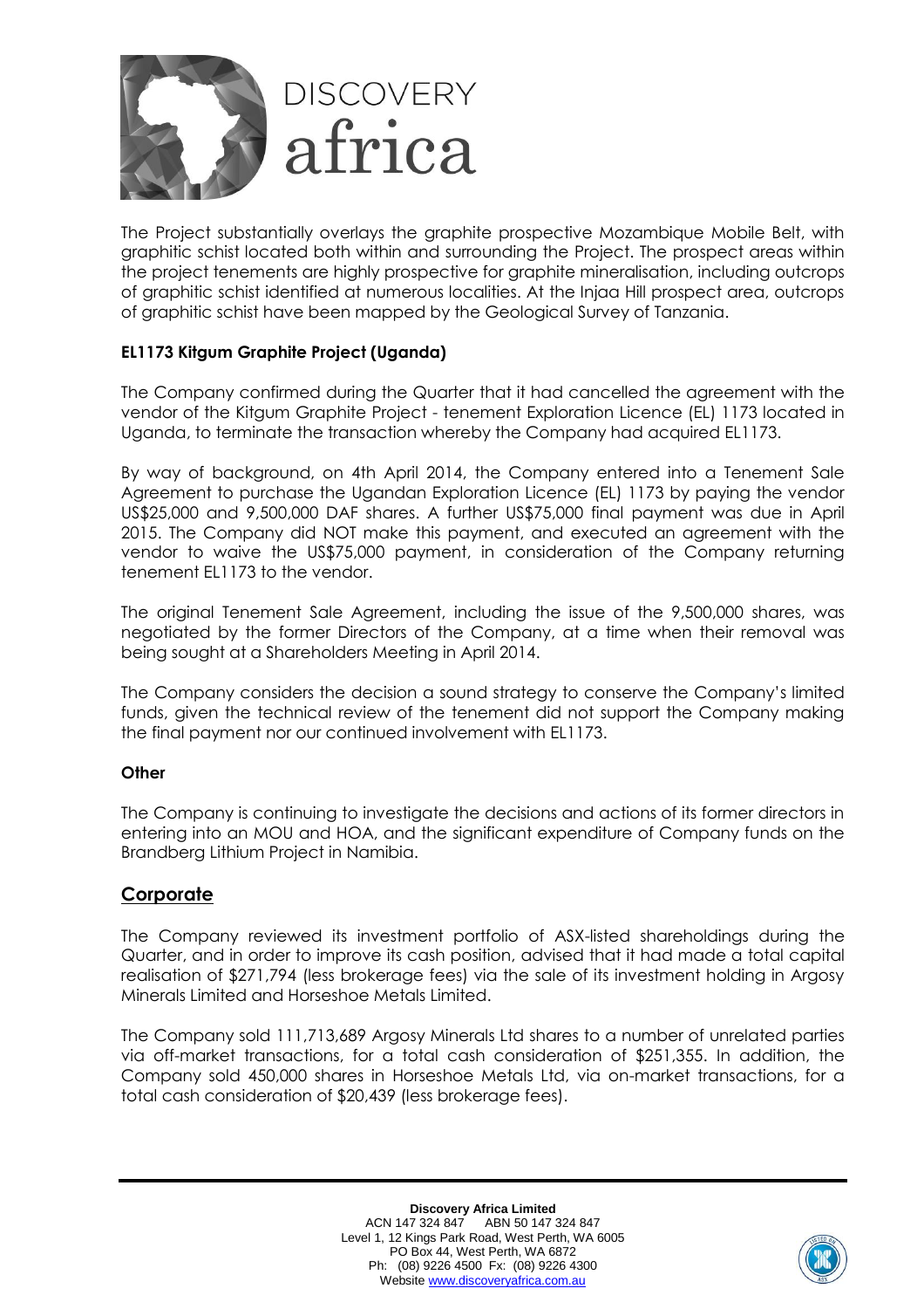The Project substantially overlays the graphite prospective Mozambique Mobile Belt, with graphitic schist located both within and surrounding the Project. The prospect areas within the project tenements are highly prospective for graphite mineralisation, including outcrops of graphitic schist identified at numerous localities. At the Injaa Hill prospect area, outcrops of graphitic schist have been mapped by the Geological Survey of Tanzania.

**EL1173 Kitgum Graphite Project (Uganda)**

The Company confirmed during the Quarter that it had cancelled the agreement with the vendor of the Kitgum Graphite Project - tenement Exploration Licence (EL) 1173 located in Uganda, to terminate the transaction whereby the Company had acquired EL1173.

By way of background, on 4th April 2014, the Company entered into a Tenement Sale Agreement to purchase the Ugandan Exploration Licence (EL) 1173 by paying the vendor US$25,000 and 9,500,000 DAF shares. A further US$75,000 final payment was due in April 2015. The Company did NOT make this payment, and executed an agreement with the vendor to waive the US$75,000 payment, in consideration of the Company returning tenement EL1173 to the vendor.

The original Tenement Sale Agreement, including the issue of the 9,500,000 shares, was negotiated by the former Directors of the Company, at a time when their removal was being sought at a Shareholders Meeting in April 2014.

The Company considers the decision a sound strategy to conserve the Company's limited funds, given the technical review of the tenement did not support the Company making the final payment nor our continued involvement with EL1173.

**Other**

The Company is continuing to investigate the decisions and actions of its former directors in entering into an MOU and HOA, and the significant expenditure of Company funds on the Brandberg Lithium Project in Namibia.

## Corporate

The Company reviewed its investment portfolio of ASX-listed shareholdings during the Quarter, and in order to improve its cash position, advised that it had made a total capital realisation of $271,794 (less brokerage fees) via the sale of its investment holding in Argosy Minerals Limited and Horseshoe Metals Limited.

The Company sold 111,713,689 Argosy Minerals Ltd shares to a number of unrelated parties via off-market transactions, for a total cash consideration of $251,355. In addition, the Company sold 450,000 shares in Horseshoe Metals Ltd, via on-market transactions, for a total cash consideration of $20,439 (less brokerage fees).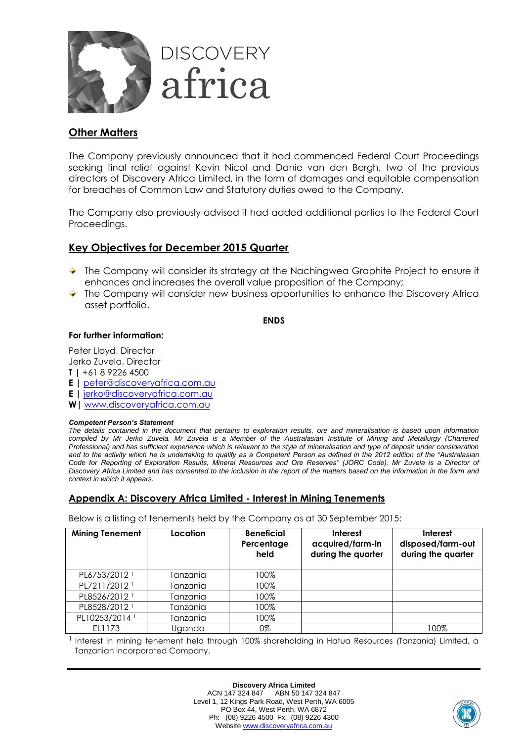DISCOVERY africa

## Other Matters

The Company previously announced that it had commenced Federal Court Proceedings seeking final relief against Kevin Nicol and Danie van den Bergh, two of the previous directors of Discovery Africa Limited, in the form of damages and equitable compensation for breaches of Common Law and Statutory duties owed to the Company.

The Company also previously advised it had added additional parties to the Federal Court Proceedings.

## Key Objectives for December 2015 Quarter

- The Company will consider its strategy at the Nachingwea Graphite Project to ensure it enhances and increases the overall value proposition of the Company;
- The Company will consider new business opportunities to enhance the Discovery Africa asset portfolio.

**ENDS**

**For further information:**

Peter Lloyd, Director
Jerko Zuvela, Director
**T** | +61 8 9226 4500
**E** | peter@discoveryafrica.com.au
**E** | jerko@discoveryafrica.com.au
**W** | www.discoveryafrica.com.au

***Competent Person's Statement***

*The details contained in the document that pertains to exploration results, ore and mineralisation is based upon information compiled by Mr Jerko Zuvela. Mr Zuvela is a Member of the Australasian Institute of Mining and Metallurgy (Chartered Professional) and has sufficient experience which is relevant to the style of mineralisation and type of deposit under consideration and to the activity which he is undertaking to qualify as a Competent Person as defined in the 2012 edition of the "Australasian Code for Reporting of Exploration Results, Mineral Resources and Ore Reserves" (JORC Code). Mr Zuvela is a Director of Discovery Africa Limited and has consented to the inclusion in the report of the matters based on the information in the form and context in which it appears.*

## Appendix A: Discovery Africa Limited - Interest in Mining Tenements

Below is a listing of tenements held by the Company as at 30 September 2015:

| Mining Tenement | Location | Beneficial Percentage held | Interest acquired/farm-in during the quarter | Interest disposed/farm-out during the quarter |
|---|---|---|---|---|
| PL6753/2012 [1] | Tanzania | 100% | | |
| PL7211/2012 [1] | Tanzania | 100% | | |
| PL8526/2012 [1] | Tanzania | 100% | | |
| PL8528/2012 [1] | Tanzania | 100% | | |
| PL10253/2014 [1] | Tanzania | 100% | | |
| EL1173 | Uganda | 0% | | 100% |

[1] Interest in mining tenement held through 100% shareholding in Hatua Resources (Tanzania) Limited, a Tanzanian incorporated Company.

**Discovery Africa Limited**
ACN 147 324 847 ABN 50 147 324 847
Level 1, 12 Kings Park Road, West Perth, WA 6005
PO Box 44, West Perth, WA 6872
Ph: (08) 9226 4500 Fx: (08) 9226 4300
Website www.discoveryafrica.com.au